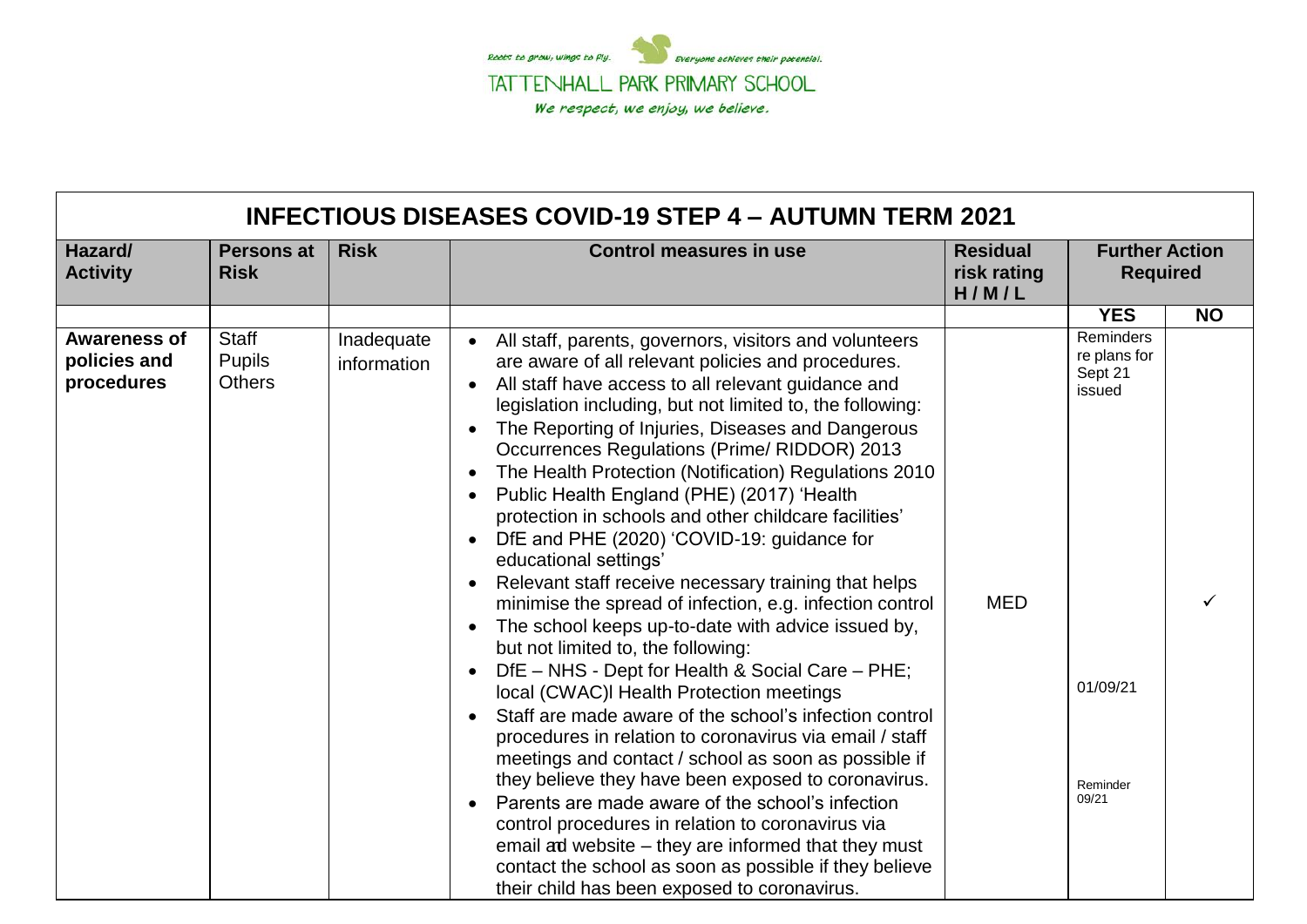Roots to grow, wings to fly. Everyone achieves their potential.

TATTENHALL PARK PRIMARY SCHOOL

*We respect, we enjoy, we believe.*

| INFECTIOUS DISEASES COVID-19 STEP 4 – AUTUMN TERM 2021 | | | | | | |
|---|---|---|---|---|---|---|
| **Hazard/ Activity** | **Persons at Risk** | **Risk** | **Control measures in use** | **Residual risk rating H / M / L** | **Further Action Required** | |
| | | | | | **YES** | **NO** |
| **Awareness of policies and procedures** | Staff<br>Pupils<br>Others | Inadequate information | • All staff, parents, governors, visitors and volunteers are aware of all relevant policies and procedures.<br>• All staff have access to all relevant guidance and legislation including, but not limited to, the following:<br>• The Reporting of Injuries, Diseases and Dangerous Occurrences Regulations (Prime/ RIDDOR) 2013<br>• The Health Protection (Notification) Regulations 2010<br>• Public Health England (PHE) (2017) 'Health protection in schools and other childcare facilities'<br>• DfE and PHE (2020) 'COVID-19: guidance for educational settings'<br>• Relevant staff receive necessary training that helps minimise the spread of infection, e.g. infection control<br>• The school keeps up-to-date with advice issued by, but not limited to, the following:<br>• DfE – NHS - Dept for Health & Social Care – PHE; local (CWAC)l Health Protection meetings<br>• Staff are made aware of the school's infection control procedures in relation to coronavirus via email / staff meetings and contact / school as soon as possible if they believe they have been exposed to coronavirus.<br>• Parents are made aware of the school's infection control procedures in relation to coronavirus via email and website – they are informed that they must contact the school as soon as possible if they believe their child has been exposed to coronavirus. | MED | Reminders re plans for Sept 21 issued<br><br>01/09/21<br><br>Reminder 09/21 | ✓ |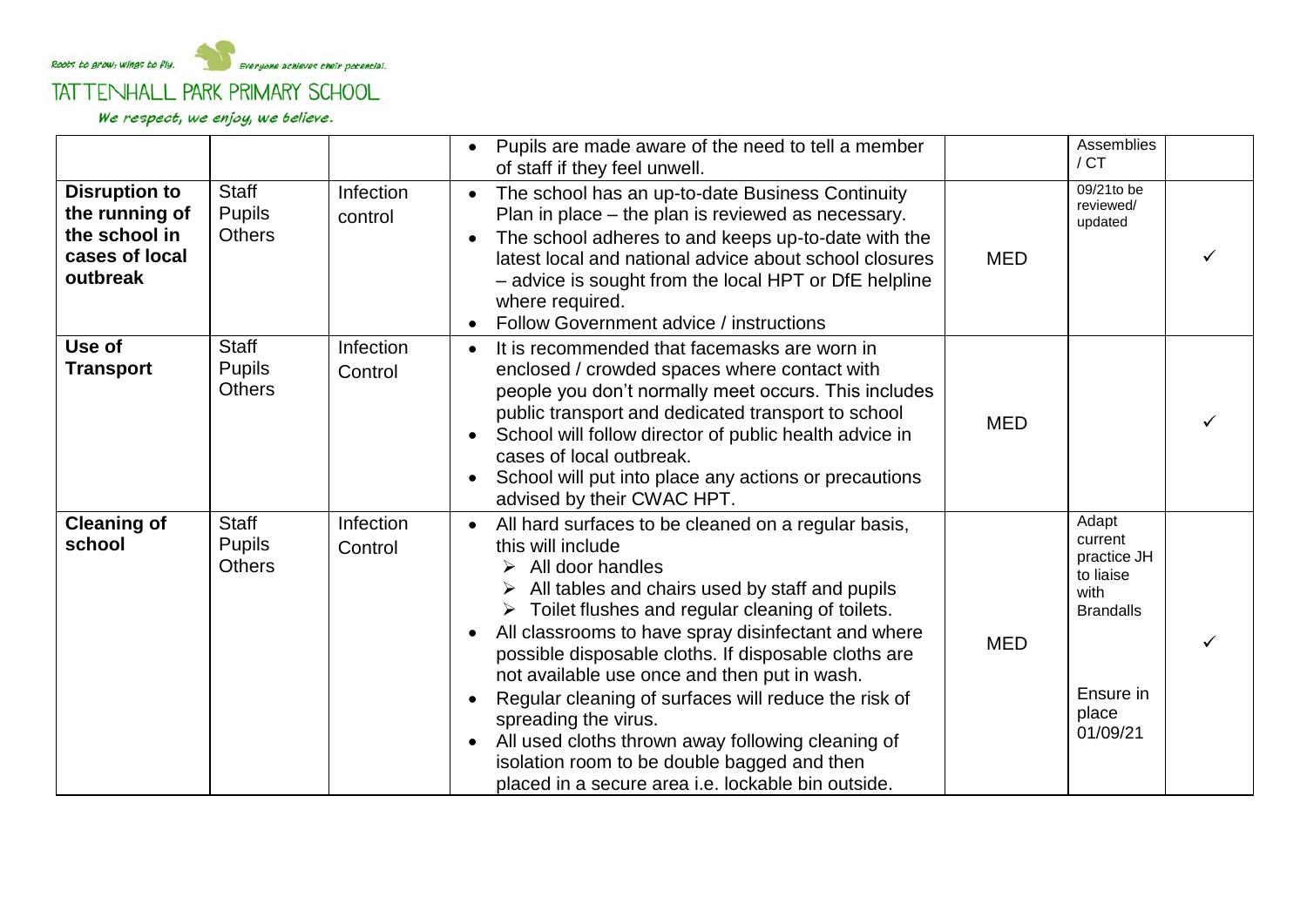Roots to grow; wings to fly. Everyone achieves their potential.

TATTENHALL PARK PRIMARY SCHOOL

*We respect, we enjoy, we believe.*

| | | | | | | |
|---|---|---|---|---|---|---|
| | | | • Pupils are made aware of the need to tell a member of staff if they feel unwell. | | Assemblies / CT | |
| **Disruption to the running of the school in cases of local outbreak** | Staff<br>Pupils<br>Others | Infection control | • The school has an up-to-date Business Continuity Plan in place – the plan is reviewed as necessary.<br>• The school adheres to and keeps up-to-date with the latest local and national advice about school closures – advice is sought from the local HPT or DfE helpline where required.<br>• Follow Government advice / instructions | MED | 09/21to be reviewed/ updated | ✓ |
| **Use of Transport** | Staff<br>Pupils<br>Others | Infection Control | • It is recommended that facemasks are worn in enclosed / crowded spaces where contact with people you don't normally meet occurs. This includes public transport and dedicated transport to school<br>• School will follow director of public health advice in cases of local outbreak.<br>• School will put into place any actions or precautions advised by their CWAC HPT. | MED | | ✓ |
| **Cleaning of school** | Staff<br>Pupils<br>Others | Infection Control | • All hard surfaces to be cleaned on a regular basis, this will include<br>➢ All door handles<br>➢ All tables and chairs used by staff and pupils<br>➢ Toilet flushes and regular cleaning of toilets.<br>• All classrooms to have spray disinfectant and where possible disposable cloths. If disposable cloths are not available use once and then put in wash.<br>• Regular cleaning of surfaces will reduce the risk of spreading the virus.<br>• All used cloths thrown away following cleaning of isolation room to be double bagged and then placed in a secure area i.e. lockable bin outside. | MED | Adapt current practice JH to liaise with Brandalls<br><br>Ensure in place 01/09/21 | ✓ |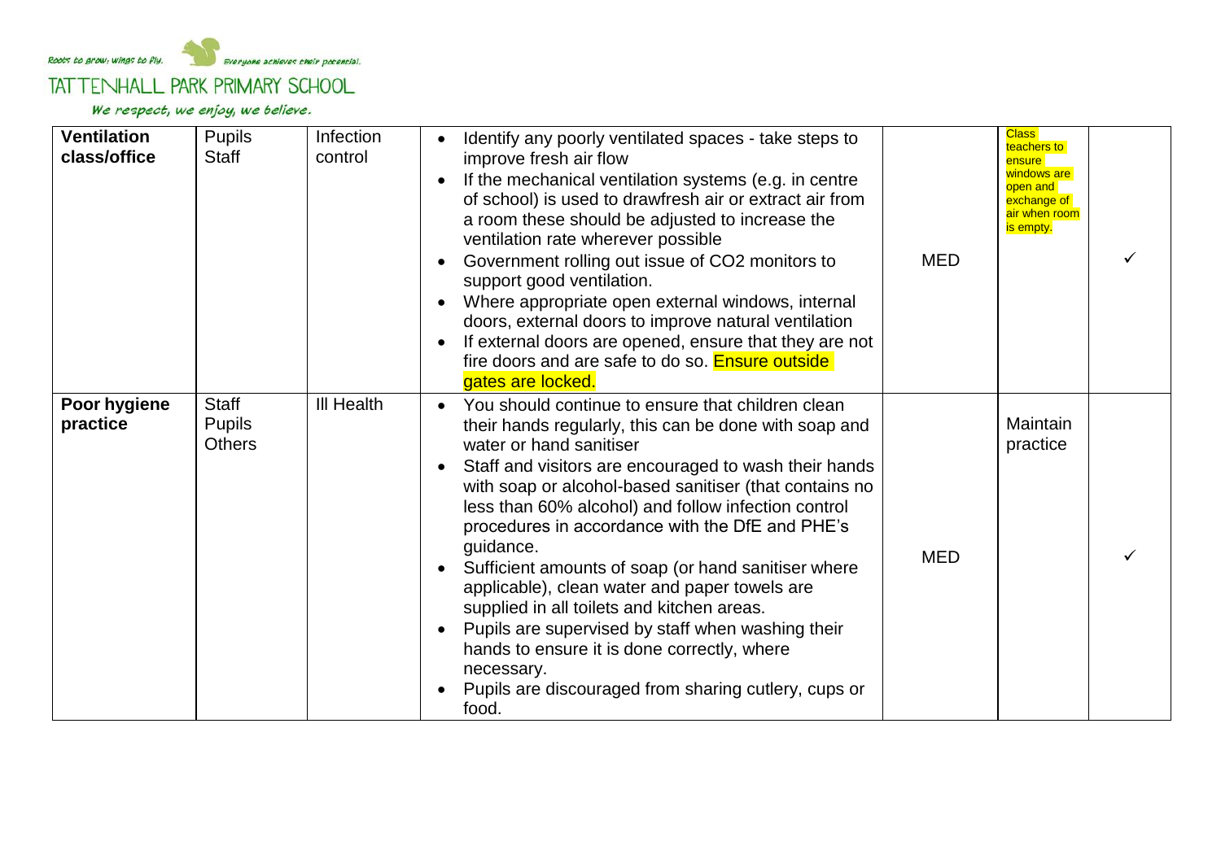| | | | | | | |
|---|---|---|---|---|---|---|
| **Ventilation class/office** | Pupils<br>Staff | Infection control | • Identify any poorly ventilated spaces - take steps to improve fresh air flow<br>• If the mechanical ventilation systems (e.g. in centre of school) is used to drawfresh air or extract air from a room these should be adjusted to increase the ventilation rate wherever possible<br>• Government rolling out issue of CO2 monitors to support good ventilation.<br>• Where appropriate open external windows, internal doors, external doors to improve natural ventilation<br>• If external doors are opened, ensure that they are not fire doors and are safe to do so. Ensure outside gates are locked. | MED | Class teachers to ensure windows are open and exchange of air when room is empty. | ✓ |
| **Poor hygiene practice** | Staff<br>Pupils<br>Others | Ill Health | • You should continue to ensure that children clean their hands regularly, this can be done with soap and water or hand sanitiser<br>• Staff and visitors are encouraged to wash their hands with soap or alcohol-based sanitiser (that contains no less than 60% alcohol) and follow infection control procedures in accordance with the DfE and PHE's guidance.<br>• Sufficient amounts of soap (or hand sanitiser where applicable), clean water and paper towels are supplied in all toilets and kitchen areas.<br>• Pupils are supervised by staff when washing their hands to ensure it is done correctly, where necessary.<br>• Pupils are discouraged from sharing cutlery, cups or food. | MED | Maintain practice | ✓ |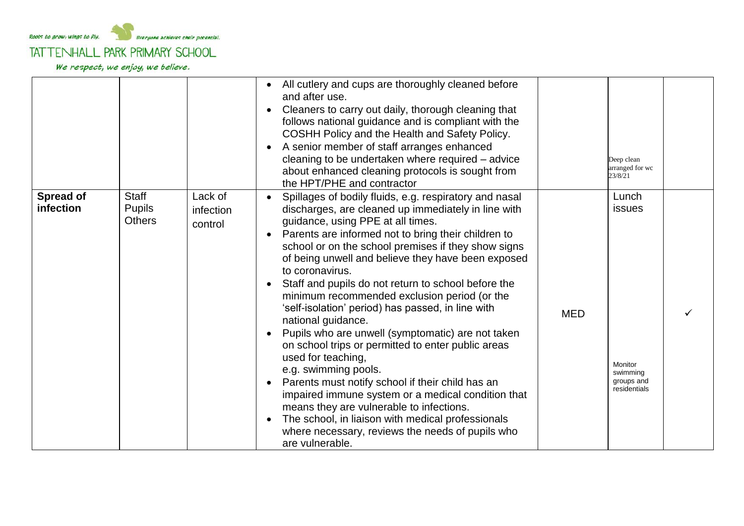| | | | | | | |
|---|---|---|---|---|---|---|
| | | | • All cutlery and cups are thoroughly cleaned before and after use.<br>• Cleaners to carry out daily, thorough cleaning that follows national guidance and is compliant with the COSHH Policy and the Health and Safety Policy.<br>• A senior member of staff arranges enhanced cleaning to be undertaken where required – advice about enhanced cleaning protocols is sought from the HPT/PHE and contractor | | Deep clean arranged for wc 23/8/21 | |
| **Spread of infection** | Staff<br>Pupils<br>Others | Lack of infection control | • Spillages of bodily fluids, e.g. respiratory and nasal discharges, are cleaned up immediately in line with guidance, using PPE at all times.<br>• Parents are informed not to bring their children to school or on the school premises if they show signs of being unwell and believe they have been exposed to coronavirus.<br>• Staff and pupils do not return to school before the minimum recommended exclusion period (or the 'self-isolation' period) has passed, in line with national guidance.<br>• Pupils who are unwell (symptomatic) are not taken on school trips or permitted to enter public areas used for teaching, e.g. swimming pools.<br>• Parents must notify school if their child has an impaired immune system or a medical condition that means they are vulnerable to infections.<br>• The school, in liaison with medical professionals where necessary, reviews the needs of pupils who are vulnerable. | MED | Lunch issues<br><br>Monitor swimming groups and residentials | ✓ |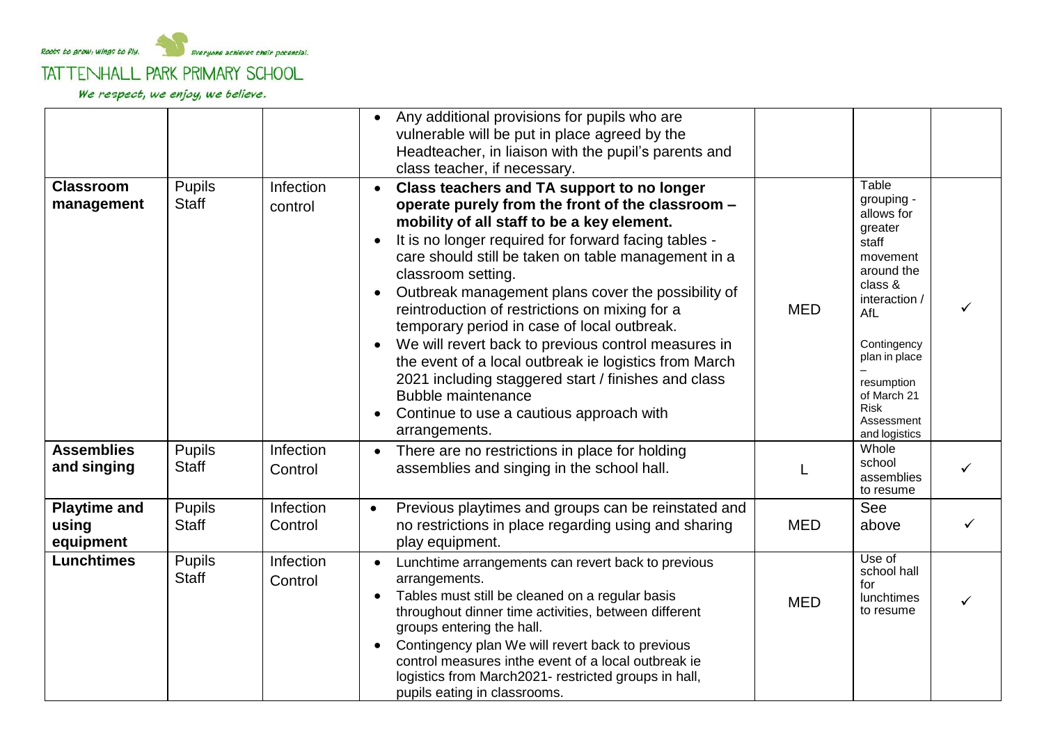| | | | | | | |
|---|---|---|---|---|---|---|
| | | | • Any additional provisions for pupils who are vulnerable will be put in place agreed by the Headteacher, in liaison with the pupil's parents and class teacher, if necessary. | | | |
| **Classroom management** | Pupils Staff | Infection control | • **Class teachers and TA support to no longer operate purely from the front of the classroom – mobility of all staff to be a key element.** • It is no longer required for forward facing tables - care should still be taken on table management in a classroom setting. • Outbreak management plans cover the possibility of reintroduction of restrictions on mixing for a temporary period in case of local outbreak. • We will revert back to previous control measures in the event of a local outbreak ie logistics from March 2021 including staggered start / finishes and class Bubble maintenance • Continue to use a cautious approach with arrangements. | MED | Table grouping - allows for greater staff movement around the class & interaction / AfL Contingency plan in place – resumption of March 21 Risk Assessment and logistics | ✓ |
| **Assemblies and singing** | Pupils Staff | Infection Control | • There are no restrictions in place for holding assemblies and singing in the school hall. | L | Whole school assemblies to resume | ✓ |
| **Playtime and using equipment** | Pupils Staff | Infection Control | • Previous playtimes and groups can be reinstated and no restrictions in place regarding using and sharing play equipment. | MED | See above | ✓ |
| **Lunchtimes** | Pupils Staff | Infection Control | • Lunchtime arrangements can revert back to previous arrangements. • Tables must still be cleaned on a regular basis throughout dinner time activities, between different groups entering the hall. • Contingency plan We will revert back to previous control measures inthe event of a local outbreak ie logistics from March2021- restricted groups in hall, pupils eating in classrooms. | MED | Use of school hall for lunchtimes to resume | ✓ |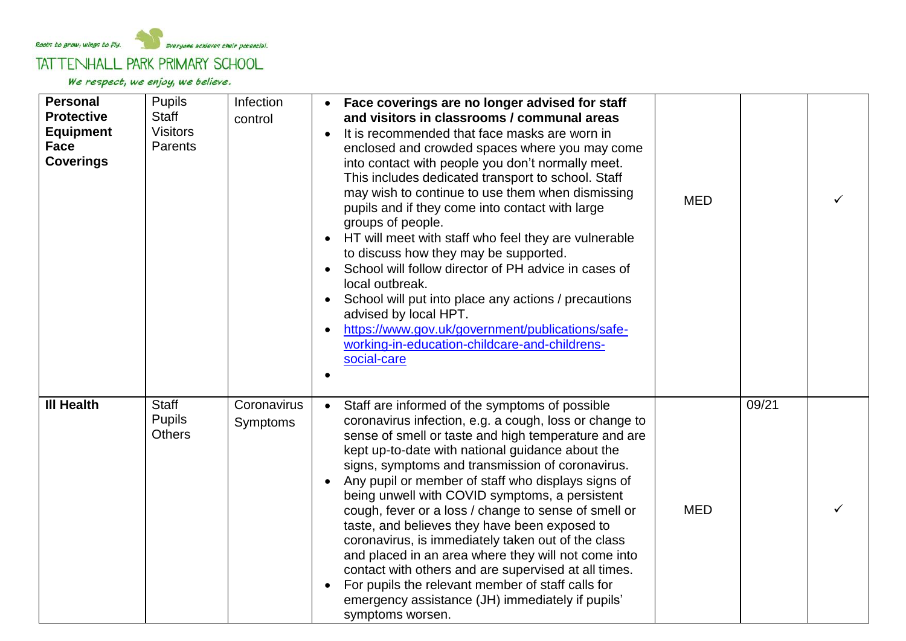| | | | | | | |
|---|---|---|---|---|---|---|
| **Personal Protective Equipment Face Coverings** | Pupils<br>Staff<br>Visitors<br>Parents | Infection control | • **Face coverings are no longer advised for staff and visitors in classrooms / communal areas**<br>• It is recommended that face masks are worn in enclosed and crowded spaces where you may come into contact with people you don't normally meet. This includes dedicated transport to school. Staff may wish to continue to use them when dismissing pupils and if they come into contact with large groups of people.<br>• HT will meet with staff who feel they are vulnerable to discuss how they may be supported.<br>• School will follow director of PH advice in cases of local outbreak.<br>• School will put into place any actions / precautions advised by local HPT.<br>• [https://www.gov.uk/government/publications/safe-working-in-education-childcare-and-childrens-social-care](https://www.gov.uk/government/publications/safe-working-in-education-childcare-and-childrens-social-care)<br>• | MED | | ✓ |
| **Ill Health** | Staff<br>Pupils<br>Others | Coronavirus Symptoms | • Staff are informed of the symptoms of possible coronavirus infection, e.g. a cough, loss or change to sense of smell or taste and high temperature and are kept up-to-date with national guidance about the signs, symptoms and transmission of coronavirus.<br>• Any pupil or member of staff who displays signs of being unwell with COVID symptoms, a persistent cough, fever or a loss / change to sense of smell or taste, and believes they have been exposed to coronavirus, is immediately taken out of the class and placed in an area where they will not come into contact with others and are supervised at all times.<br>• For pupils the relevant member of staff calls for emergency assistance (JH) immediately if pupils' symptoms worsen. | MED | 09/21 | ✓ |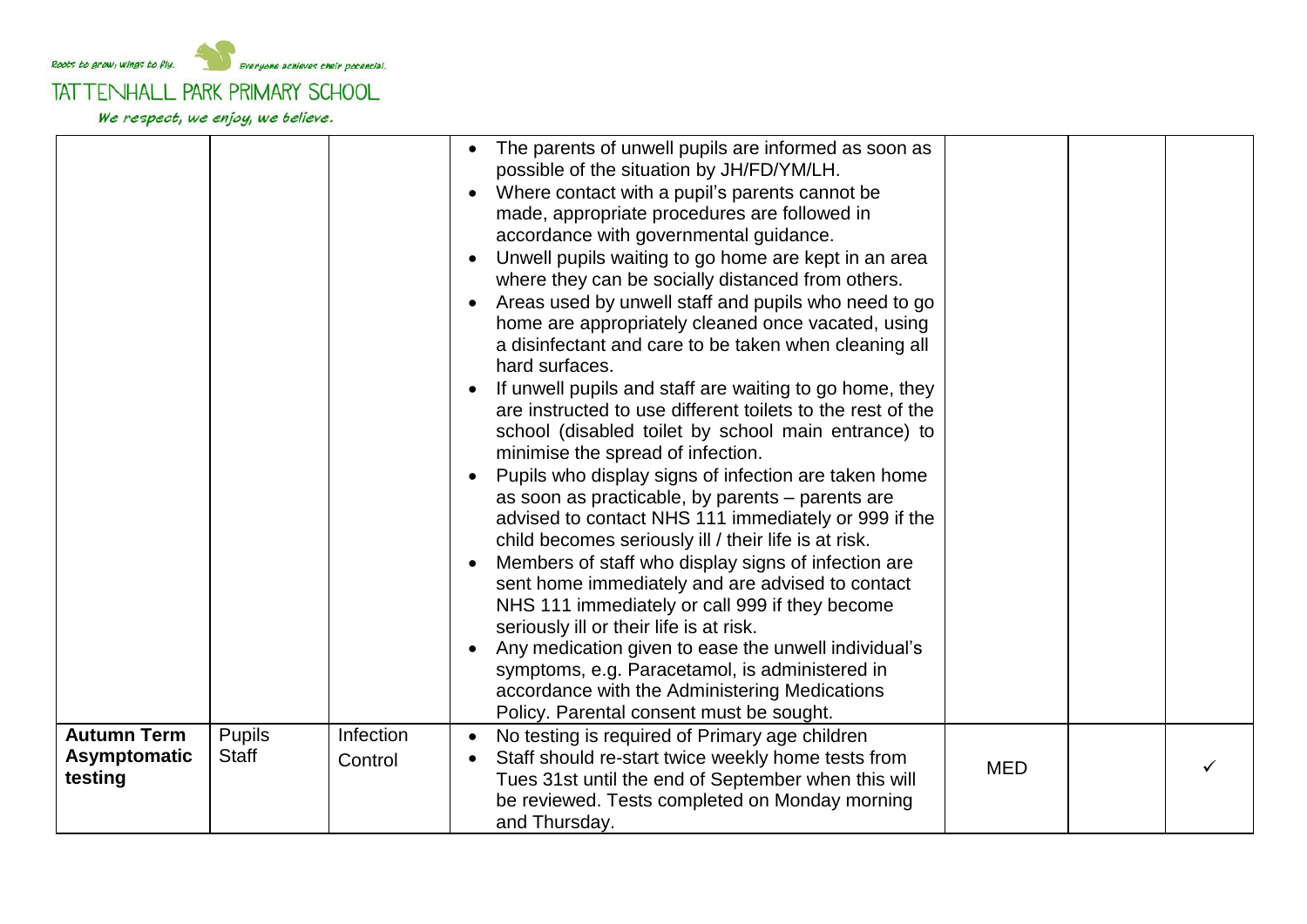Roots to grow, wings to fly. Everyone achieves their potential.

TATTENHALL PARK PRIMARY SCHOOL

*We respect, we enjoy, we believe.*

| | | | | | | |
|---|---|---|---|---|---|---|
| | | | • The parents of unwell pupils are informed as soon as possible of the situation by JH/FD/YM/LH.<br>• Where contact with a pupil's parents cannot be made, appropriate procedures are followed in accordance with governmental guidance.<br>• Unwell pupils waiting to go home are kept in an area where they can be socially distanced from others.<br>• Areas used by unwell staff and pupils who need to go home are appropriately cleaned once vacated, using a disinfectant and care to be taken when cleaning all hard surfaces.<br>• If unwell pupils and staff are waiting to go home, they are instructed to use different toilets to the rest of the school (disabled toilet by school main entrance) to minimise the spread of infection.<br>• Pupils who display signs of infection are taken home as soon as practicable, by parents – parents are advised to contact NHS 111 immediately or 999 if the child becomes seriously ill / their life is at risk.<br>• Members of staff who display signs of infection are sent home immediately and are advised to contact NHS 111 immediately or call 999 if they become seriously ill or their life is at risk.<br>• Any medication given to ease the unwell individual's symptoms, e.g. Paracetamol, is administered in accordance with the Administering Medications Policy. Parental consent must be sought. | | | |
| **Autumn Term Asymptomatic testing** | Pupils<br>Staff | Infection Control | • No testing is required of Primary age children<br>• Staff should re-start twice weekly home tests from Tues 31st until the end of September when this will be reviewed. Tests completed on Monday morning and Thursday. | MED | | ✓ |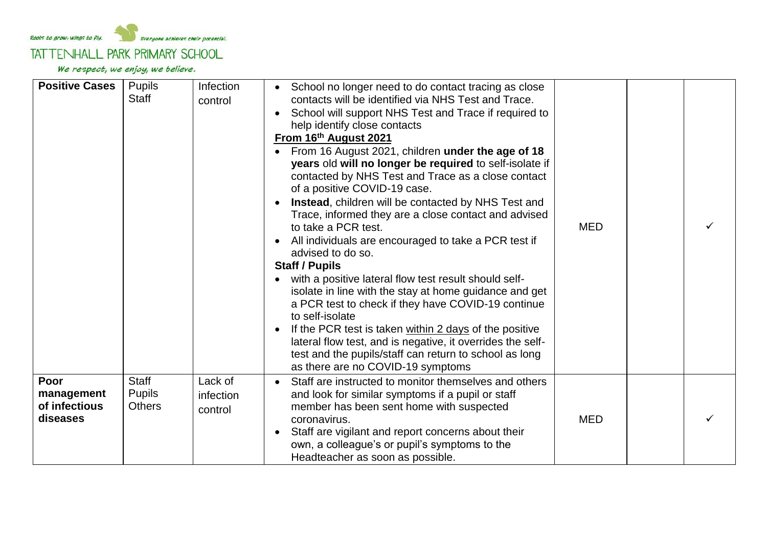| | | | | | | |
|---|---|---|---|---|---|---|
| **Positive Cases** | Pupils<br>Staff | Infection control | • School no longer need to do contact tracing as close contacts will be identified via NHS Test and Trace.<br>• School will support NHS Test and Trace if required to help identify close contacts<br>**From 16th August 2021**<br>• From 16 August 2021, children **under the age of 18 years** old **will no longer be required** to self-isolate if contacted by NHS Test and Trace as a close contact of a positive COVID-19 case.<br>• **Instead**, children will be contacted by NHS Test and Trace, informed they are a close contact and advised to take a PCR test.<br>• All individuals are encouraged to take a PCR test if advised to do so.<br>**Staff / Pupils**<br>• with a positive lateral flow test result should self-isolate in line with the stay at home guidance and get a PCR test to check if they have COVID-19 continue to self-isolate<br>• If the PCR test is taken within 2 days of the positive lateral flow test, and is negative, it overrides the self-test and the pupils/staff can return to school as long as there are no COVID-19 symptoms | MED | | ✓ |
| **Poor management of infectious diseases** | Staff<br>Pupils<br>Others | Lack of infection control | • Staff are instructed to monitor themselves and others and look for similar symptoms if a pupil or staff member has been sent home with suspected coronavirus.<br>• Staff are vigilant and report concerns about their own, a colleague's or pupil's symptoms to the Headteacher as soon as possible. | MED | | ✓ |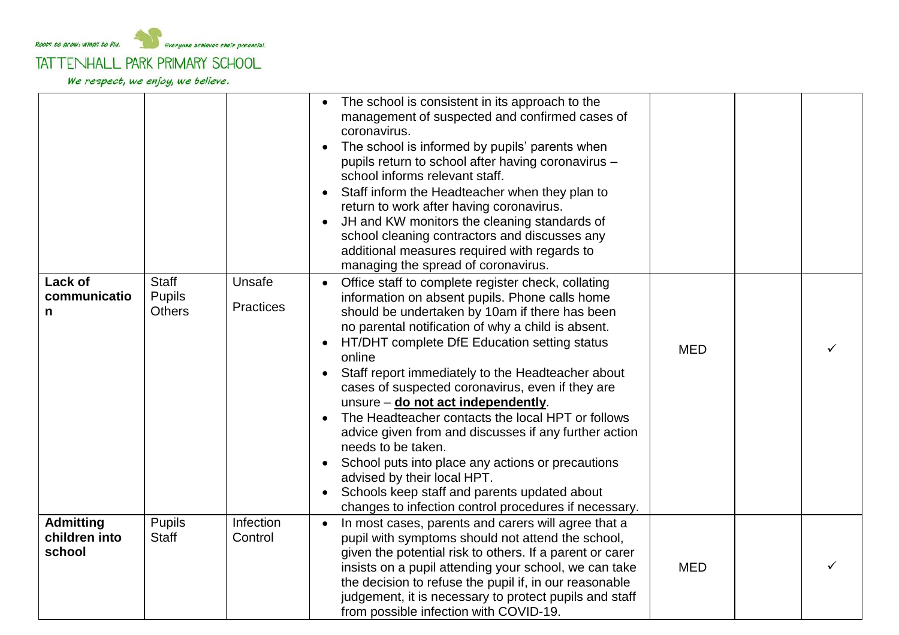| | | | | | | |
|---|---|---|---|---|---|---|
| | | | • The school is consistent in its approach to the management of suspected and confirmed cases of coronavirus.<br>• The school is informed by pupils' parents when pupils return to school after having coronavirus – school informs relevant staff.<br>• Staff inform the Headteacher when they plan to return to work after having coronavirus.<br>• JH and KW monitors the cleaning standards of school cleaning contractors and discusses any additional measures required with regards to managing the spread of coronavirus. | | | |
| **Lack of communication** | Staff<br>Pupils<br>Others | Unsafe<br>Practices | • Office staff to complete register check, collating information on absent pupils. Phone calls home should be undertaken by 10am if there has been no parental notification of why a child is absent.<br>• HT/DHT complete DfE Education setting status online<br>• Staff report immediately to the Headteacher about cases of suspected coronavirus, even if they are unsure – **do not act independently**.<br>• The Headteacher contacts the local HPT or follows advice given from and discusses if any further action needs to be taken.<br>• School puts into place any actions or precautions advised by their local HPT.<br>• Schools keep staff and parents updated about changes to infection control procedures if necessary. | MED | | ✓ |
| **Admitting children into school** | Pupils<br>Staff | Infection Control | • In most cases, parents and carers will agree that a pupil with symptoms should not attend the school, given the potential risk to others. If a parent or carer insists on a pupil attending your school, we can take the decision to refuse the pupil if, in our reasonable judgement, it is necessary to protect pupils and staff from possible infection with COVID-19. | MED | | ✓ |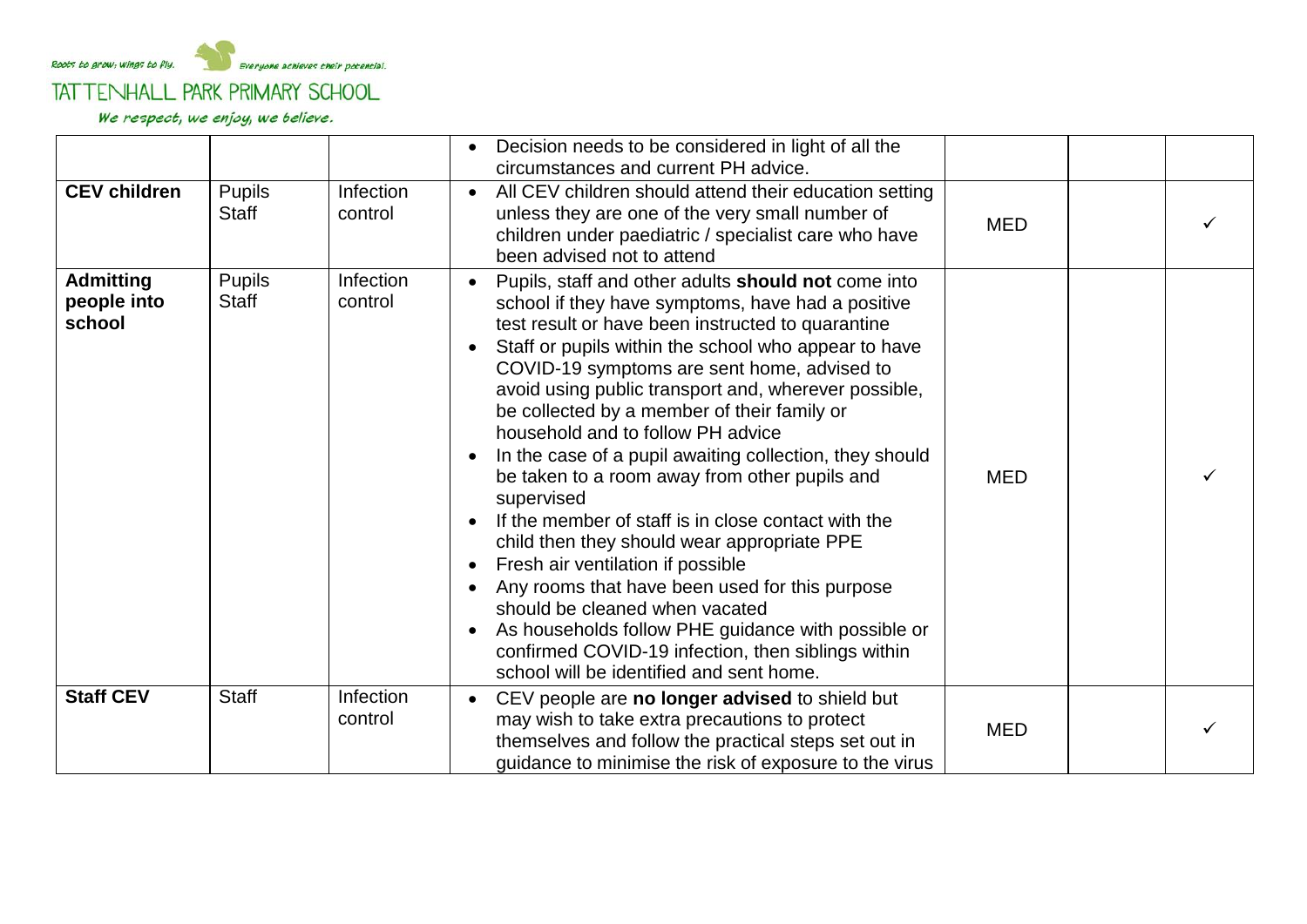| | | | | | | |
|---|---|---|---|---|---|---|
| | | | • Decision needs to be considered in light of all the circumstances and current PH advice. | | | |
| **CEV children** | Pupils Staff | Infection control | • All CEV children should attend their education setting unless they are one of the very small number of children under paediatric / specialist care who have been advised not to attend | MED | | ✓ |
| **Admitting people into school** | Pupils Staff | Infection control | • Pupils, staff and other adults **should not** come into school if they have symptoms, have had a positive test result or have been instructed to quarantine<br>• Staff or pupils within the school who appear to have COVID-19 symptoms are sent home, advised to avoid using public transport and, wherever possible, be collected by a member of their family or household and to follow PH advice<br>• In the case of a pupil awaiting collection, they should be taken to a room away from other pupils and supervised<br>• If the member of staff is in close contact with the child then they should wear appropriate PPE<br>• Fresh air ventilation if possible<br>• Any rooms that have been used for this purpose should be cleaned when vacated<br>• As households follow PHE guidance with possible or confirmed COVID-19 infection, then siblings within school will be identified and sent home. | MED | | ✓ |
| **Staff CEV** | Staff | Infection control | • CEV people are **no longer advised** to shield but may wish to take extra precautions to protect themselves and follow the practical steps set out in guidance to minimise the risk of exposure to the virus | MED | | ✓ |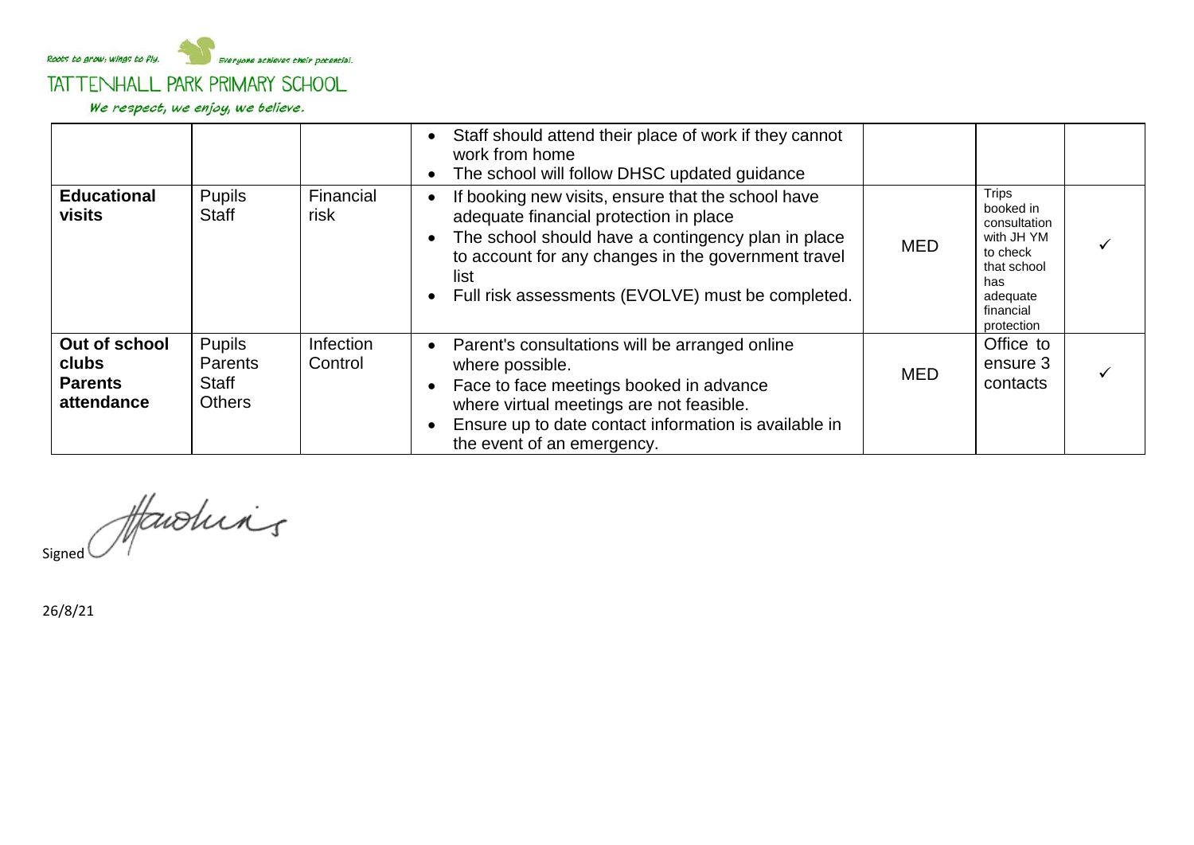| | | | | | | |
|---|---|---|---|---|---|---|
| | | | • Staff should attend their place of work if they cannot work from home<br>• The school will follow DHSC updated guidance | | | |
| **Educational visits** | Pupils<br>Staff | Financial risk | • If booking new visits, ensure that the school have adequate financial protection in place<br>• The school should have a contingency plan in place to account for any changes in the government travel list<br>• Full risk assessments (EVOLVE) must be completed. | MED | Trips booked in consultation with JH YM to check that school has adequate financial protection | ✓ |
| **Out of school clubs**<br>**Parents attendance** | Pupils<br>Parents<br>Staff<br>Others | Infection Control | • Parent's consultations will be arranged online where possible.<br>• Face to face meetings booked in advance where virtual meetings are not feasible.<br>• Ensure up to date contact information is available in the event of an emergency. | MED | Office to ensure 3 contacts | ✓ |

Signed Hawkins

26/8/21